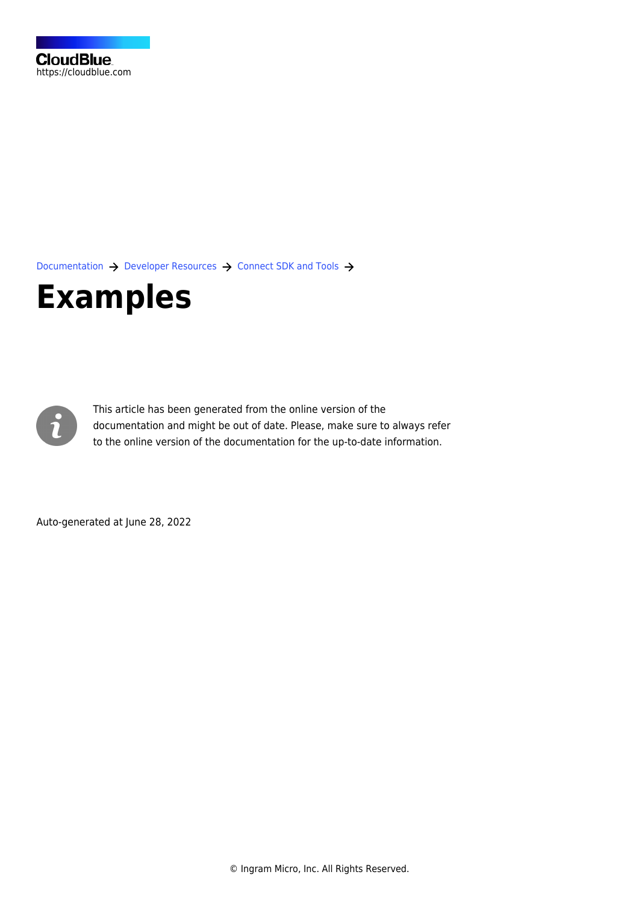CloudBlue
https://cloudblue.com

Documentation → Developer Resources → Connect SDK and Tools →

# Examples

This article has been generated from the online version of the documentation and might be out of date. Please, make sure to always refer to the online version of the documentation for the up-to-date information.

Auto-generated at June 28, 2022

© Ingram Micro, Inc. All Rights Reserved.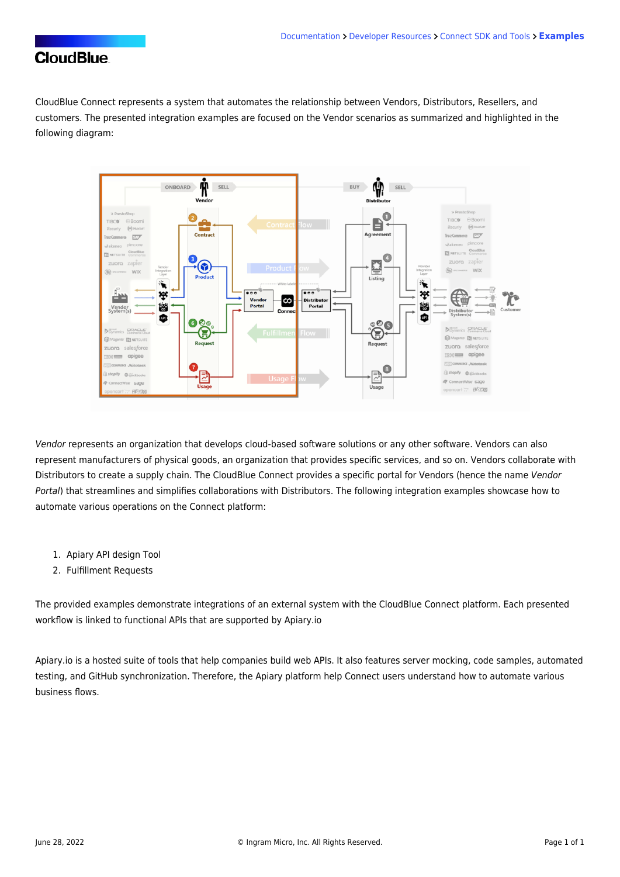CloudBlue Connect represents a system that automates the relationship between Vendors, Distributors, Resellers, and customers. The presented integration examples are focused on the Vendor scenarios as summarized and highlighted in the following diagram:

*Vendor* represents an organization that develops cloud-based software solutions or any other software. Vendors can also represent manufacturers of physical goods, an organization that provides specific services, and so on. Vendors collaborate with Distributors to create a supply chain. The CloudBlue Connect provides a specific portal for Vendors (hence the name *Vendor Portal*) that streamlines and simplifies collaborations with Distributors. The following integration examples showcase how to automate various operations on the Connect platform:

1. Apiary API design Tool
2. Fulfillment Requests

The provided examples demonstrate integrations of an external system with the CloudBlue Connect platform. Each presented workflow is linked to functional APIs that are supported by Apiary.io

Apiary.io is a hosted suite of tools that help companies build web APIs. It also features server mocking, code samples, automated testing, and GitHub synchronization. Therefore, the Apiary platform help Connect users understand how to automate various business flows.